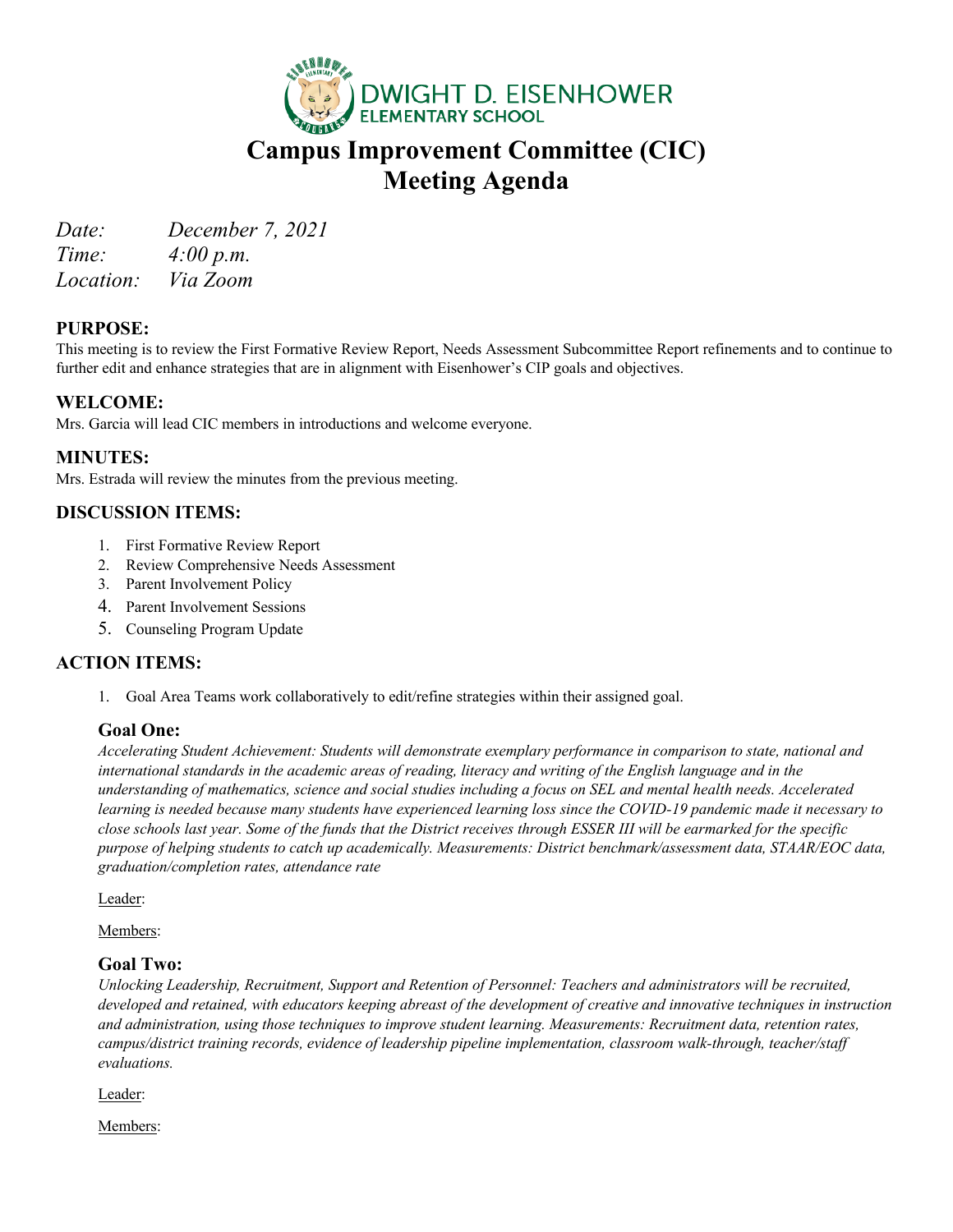DWIGHT D. EISENHOWER
ELEMENTARY SCHOOL

# Campus Improvement Committee (CIC) Meeting Agenda

*Date:* *December 7, 2021*
*Time:* *4:00 p.m.*
*Location:* *Via Zoom*

## PURPOSE:

This meeting is to review the First Formative Review Report, Needs Assessment Subcommittee Report refinements and to continue to further edit and enhance strategies that are in alignment with Eisenhower's CIP goals and objectives.

## WELCOME:

Mrs. Garcia will lead CIC members in introductions and welcome everyone.

## MINUTES:

Mrs. Estrada will review the minutes from the previous meeting.

## DISCUSSION ITEMS:

1. First Formative Review Report
2. Review Comprehensive Needs Assessment
3. Parent Involvement Policy
4. Parent Involvement Sessions
5. Counseling Program Update

## ACTION ITEMS:

1. Goal Area Teams work collaboratively to edit/refine strategies within their assigned goal.

### Goal One:

*Accelerating Student Achievement: Students will demonstrate exemplary performance in comparison to state, national and international standards in the academic areas of reading, literacy and writing of the English language and in the understanding of mathematics, science and social studies including a focus on SEL and mental health needs. Accelerated learning is needed because many students have experienced learning loss since the COVID-19 pandemic made it necessary to close schools last year. Some of the funds that the District receives through ESSER III will be earmarked for the specific purpose of helping students to catch up academically. Measurements: District benchmark/assessment data, STAAR/EOC data, graduation/completion rates, attendance rate*

Leader:

Members:

### Goal Two:

*Unlocking Leadership, Recruitment, Support and Retention of Personnel: Teachers and administrators will be recruited, developed and retained, with educators keeping abreast of the development of creative and innovative techniques in instruction and administration, using those techniques to improve student learning. Measurements: Recruitment data, retention rates, campus/district training records, evidence of leadership pipeline implementation, classroom walk-through, teacher/staff evaluations.*

Leader:

Members: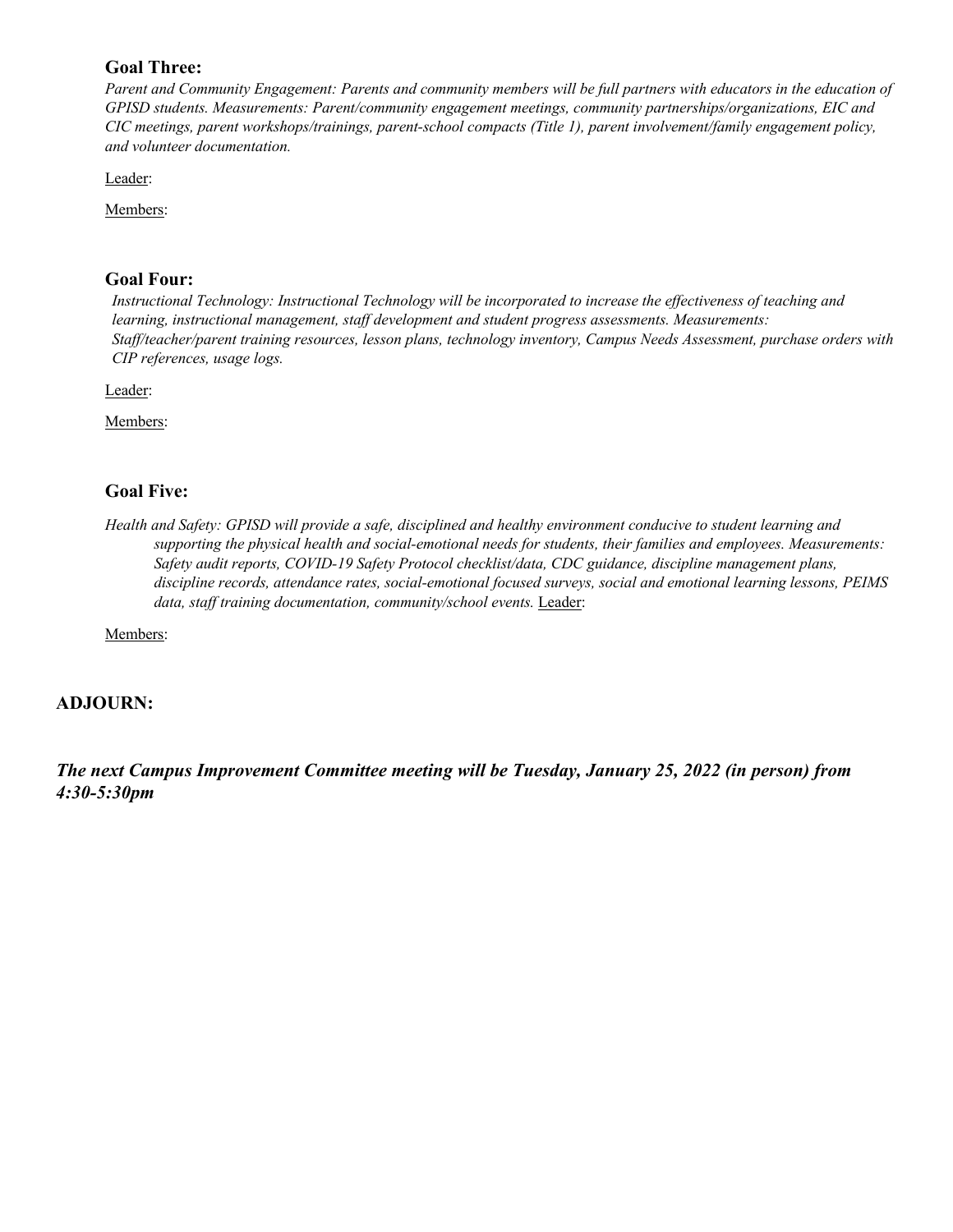### Goal Three:

*Parent and Community Engagement: Parents and community members will be full partners with educators in the education of GPISD students. Measurements: Parent/community engagement meetings, community partnerships/organizations, EIC and CIC meetings, parent workshops/trainings, parent-school compacts (Title 1), parent involvement/family engagement policy, and volunteer documentation.*

Leader:

Members:

### Goal Four:

*Instructional Technology: Instructional Technology will be incorporated to increase the effectiveness of teaching and learning, instructional management, staff development and student progress assessments. Measurements: Staff/teacher/parent training resources, lesson plans, technology inventory, Campus Needs Assessment, purchase orders with CIP references, usage logs.*

Leader:

Members:

### Goal Five:

*Health and Safety: GPISD will provide a safe, disciplined and healthy environment conducive to student learning and supporting the physical health and social-emotional needs for students, their families and employees. Measurements: Safety audit reports, COVID-19 Safety Protocol checklist/data, CDC guidance, discipline management plans, discipline records, attendance rates, social-emotional focused surveys, social and emotional learning lessons, PEIMS data, staff training documentation, community/school events.* Leader:

Members:

## ADJOURN:

***The next Campus Improvement Committee meeting will be Tuesday, January 25, 2022 (in person) from 4:30-5:30pm***